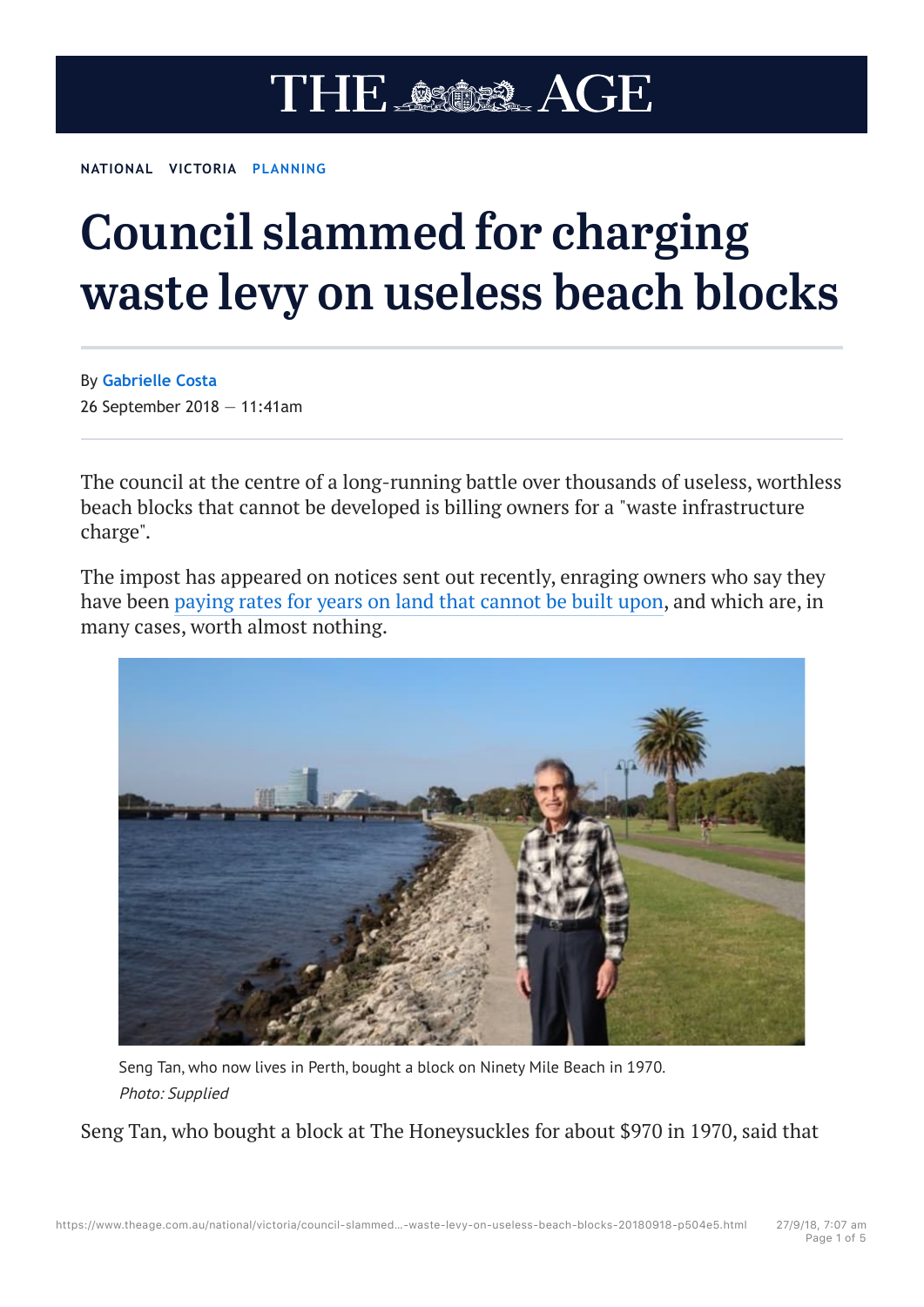# THE AGE

NATIONAL VICTORIA PLANNING

# Council slammed for charging waste levy on useless beach blocks

By **Gabrielle Costa**

26 September 2018 — 11:41am

The council at the centre of a long-running battle over thousands of useless, worthless beach blocks that cannot be developed is billing owners for a "waste infrastructure charge".

The impost has appeared on notices sent out recently, enraging owners who say they have been paying rates for years on land that cannot be built upon, and which are, in many cases, worth almost nothing.

Seng Tan, who now lives in Perth, bought a block on Ninety Mile Beach in 1970.
*Photo: Supplied*

Seng Tan, who bought a block at The Honeysuckles for about $970 in 1970, said that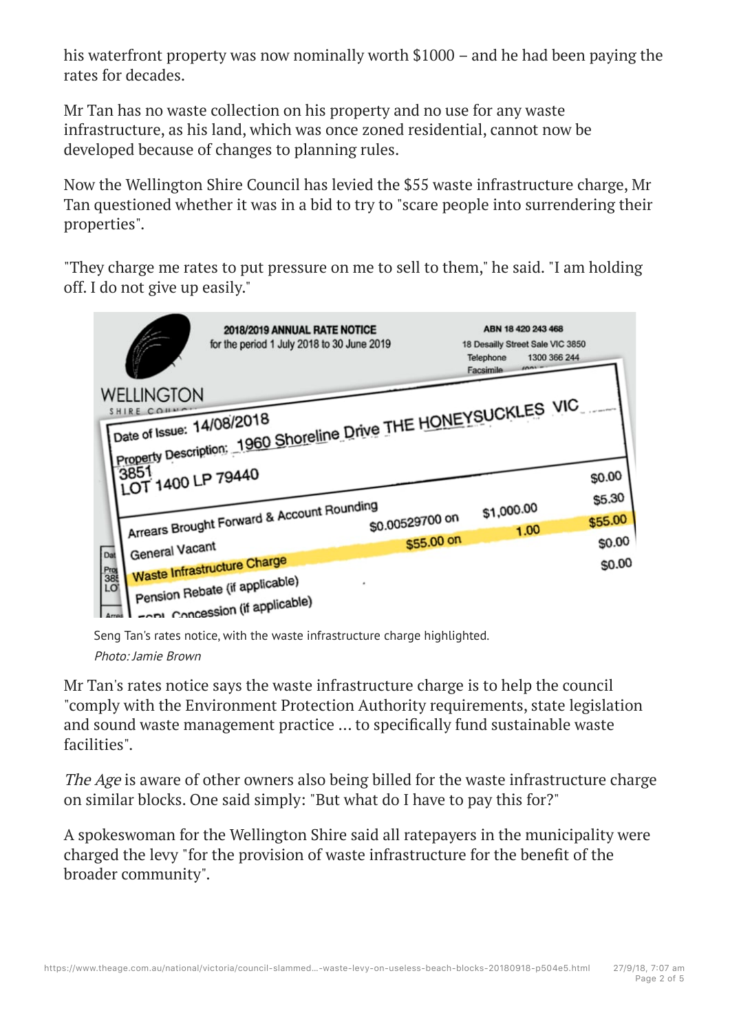his waterfront property was now nominally worth $1000 – and he had been paying the rates for decades.

Mr Tan has no waste collection on his property and no use for any waste infrastructure, as his land, which was once zoned residential, cannot now be developed because of changes to planning rules.

Now the Wellington Shire Council has levied the $55 waste infrastructure charge, Mr Tan questioned whether it was in a bid to try to "scare people into surrendering their properties".

"They charge me rates to put pressure on me to sell to them," he said. "I am holding off. I do not give up easily."

Seng Tan's rates notice, with the waste infrastructure charge highlighted.

*Photo: Jamie Brown*

Mr Tan's rates notice says the waste infrastructure charge is to help the council "comply with the Environment Protection Authority requirements, state legislation and sound waste management practice ... to specifically fund sustainable waste facilities".

*The Age* is aware of other owners also being billed for the waste infrastructure charge on similar blocks. One said simply: "But what do I have to pay this for?"

A spokeswoman for the Wellington Shire said all ratepayers in the municipality were charged the levy "for the provision of waste infrastructure for the benefit of the broader community".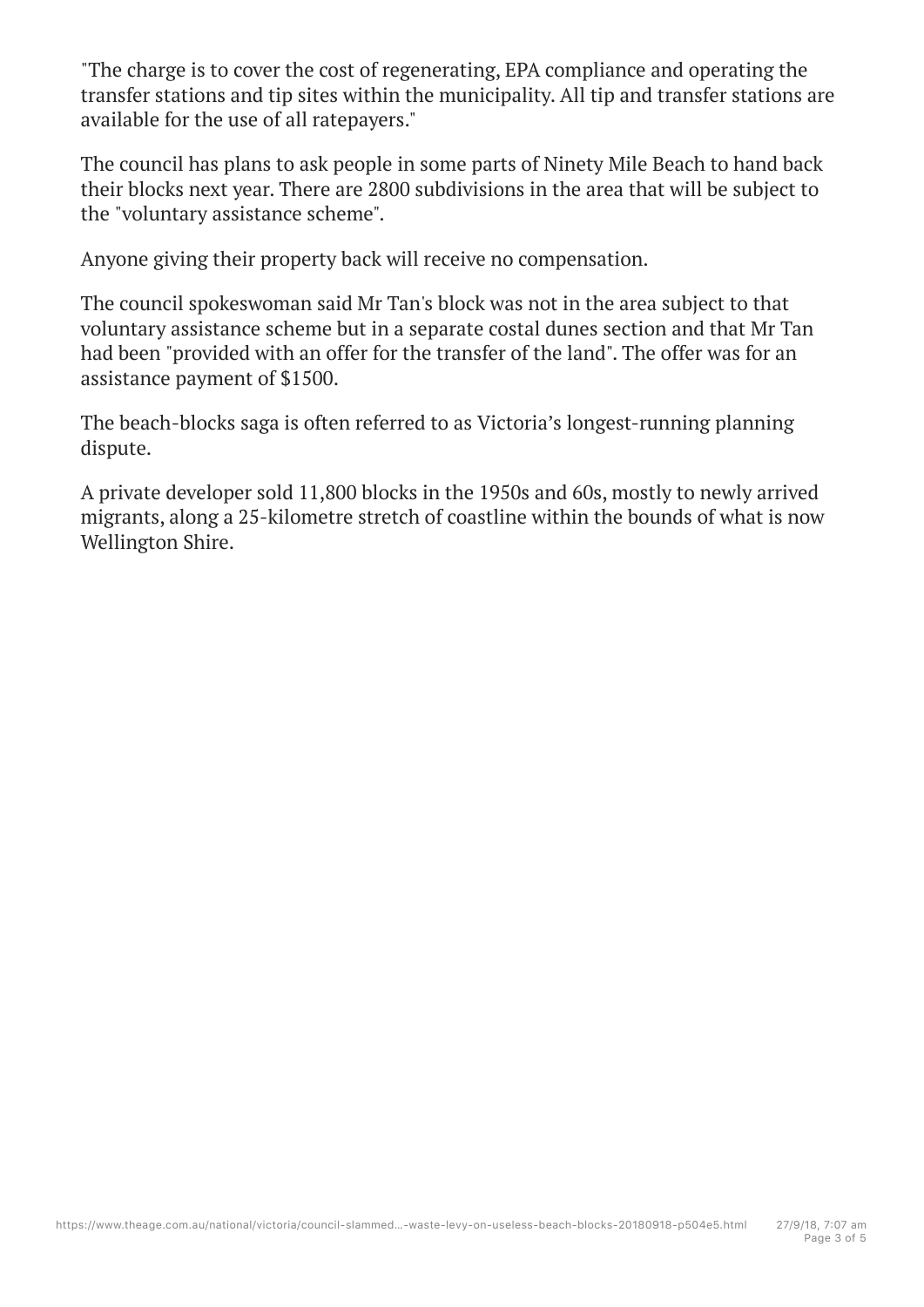"The charge is to cover the cost of regenerating, EPA compliance and operating the transfer stations and tip sites within the municipality. All tip and transfer stations are available for the use of all ratepayers."

The council has plans to ask people in some parts of Ninety Mile Beach to hand back their blocks next year. There are 2800 subdivisions in the area that will be subject to the "voluntary assistance scheme".

Anyone giving their property back will receive no compensation.

The council spokeswoman said Mr Tan's block was not in the area subject to that voluntary assistance scheme but in a separate costal dunes section and that Mr Tan had been "provided with an offer for the transfer of the land". The offer was for an assistance payment of $1500.

The beach-blocks saga is often referred to as Victoria's longest-running planning dispute.

A private developer sold 11,800 blocks in the 1950s and 60s, mostly to newly arrived migrants, along a 25-kilometre stretch of coastline within the bounds of what is now Wellington Shire.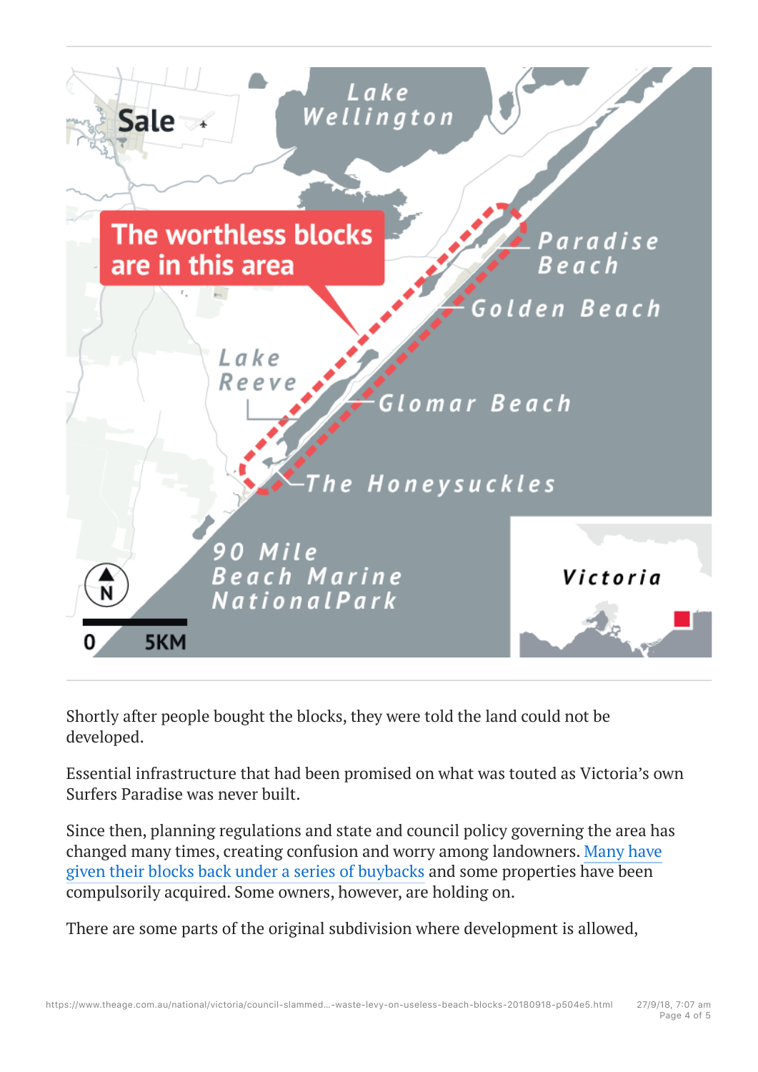Shortly after people bought the blocks, they were told the land could not be developed.

Essential infrastructure that had been promised on what was touted as Victoria's own Surfers Paradise was never built.

Since then, planning regulations and state and council policy governing the area has changed many times, creating confusion and worry among landowners. Many have given their blocks back under a series of buybacks and some properties have been compulsorily acquired. Some owners, however, are holding on.

There are some parts of the original subdivision where development is allowed,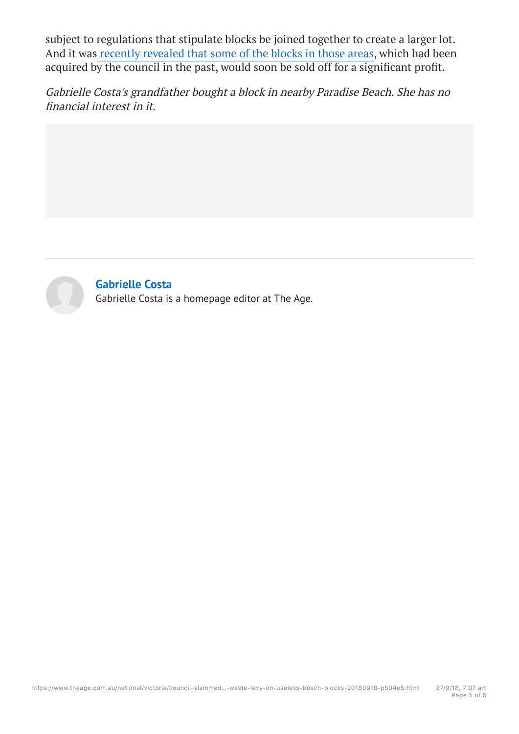subject to regulations that stipulate blocks be joined together to create a larger lot. And it was recently revealed that some of the blocks in those areas, which had been acquired by the council in the past, would soon be sold off for a significant profit.

*Gabrielle Costa's grandfather bought a block in nearby Paradise Beach. She has no financial interest in it.*

**Gabrielle Costa**

Gabrielle Costa is a homepage editor at The Age.